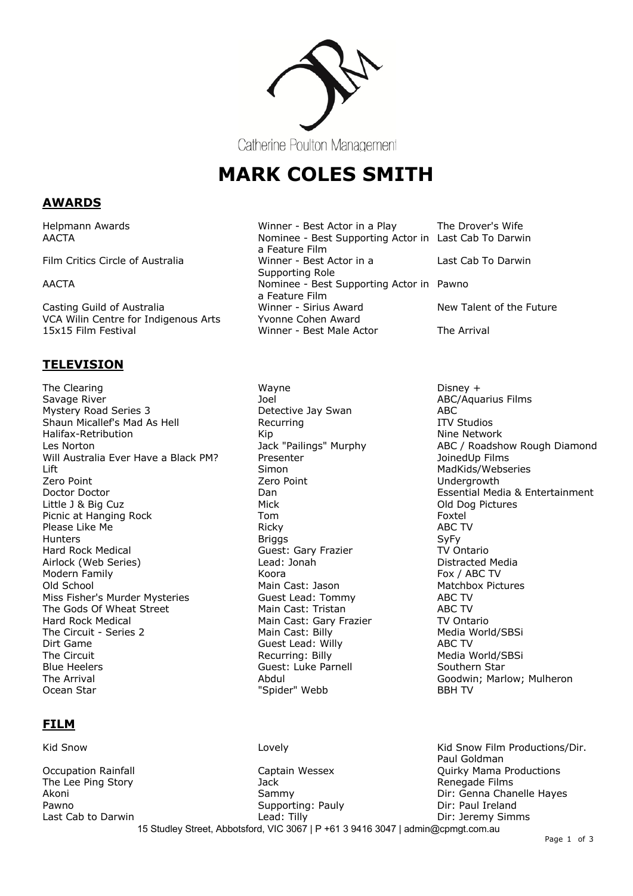Catherine Poulton Management

# MARK COLES SMITH

## AWARDS

| | | |
|---|---|---|
| Helpmann Awards | Winner - Best Actor in a Play | The Drover's Wife |
| AACTA | Nominee - Best Supporting Actor in a Feature Film | Last Cab To Darwin |
| Film Critics Circle of Australia | Winner - Best Actor in a Supporting Role | Last Cab To Darwin |
| AACTA | Nominee - Best Supporting Actor in a Feature Film | Pawno |
| Casting Guild of Australia | Winner - Sirius Award | New Talent of the Future |
| VCA Wilin Centre for Indigenous Arts | Yvonne Cohen Award | |
| 15x15 Film Festival | Winner - Best Male Actor | The Arrival |

## TELEVISION

| | | |
|---|---|---|
| The Clearing | Wayne | Disney + |
| Savage River | Joel | ABC/Aquarius Films |
| Mystery Road Series 3 | Detective Jay Swan | ABC |
| Shaun Micallef's Mad As Hell | Recurring | ITV Studios |
| Halifax-Retribution | Kip | Nine Network |
| Les Norton | Jack "Pailings" Murphy | ABC / Roadshow Rough Diamond |
| Will Australia Ever Have a Black PM? | Presenter | JoinedUp Films |
| Lift | Simon | MadKids/Webseries |
| Zero Point | Zero Point | Undergrowth |
| Doctor Doctor | Dan | Essential Media & Entertainment |
| Little J & Big Cuz | Mick | Old Dog Pictures |
| Picnic at Hanging Rock | Tom | Foxtel |
| Please Like Me | Ricky | ABC TV |
| Hunters | Briggs | SyFy |
| Hard Rock Medical | Guest: Gary Frazier | TV Ontario |
| Airlock (Web Series) | Lead: Jonah | Distracted Media |
| Modern Family | Koora | Fox / ABC TV |
| Old School | Main Cast: Jason | Matchbox Pictures |
| Miss Fisher's Murder Mysteries | Guest Lead: Tommy | ABC TV |
| The Gods Of Wheat Street | Main Cast: Tristan | ABC TV |
| Hard Rock Medical | Main Cast: Gary Frazier | TV Ontario |
| The Circuit - Series 2 | Main Cast: Billy | Media World/SBSi |
| Dirt Game | Guest Lead: Willy | ABC TV |
| The Circuit | Recurring: Billy | Media World/SBSi |
| Blue Heelers | Guest: Luke Parnell | Southern Star |
| The Arrival | Abdul | Goodwin; Marlow; Mulheron |
| Ocean Star | "Spider" Webb | BBH TV |

## FILM

| | | |
|---|---|---|
| Kid Snow | Lovely | Kid Snow Film Productions/Dir. Paul Goldman |
| Occupation Rainfall | Captain Wessex | Quirky Mama Productions |
| The Lee Ping Story | Jack | Renegade Films |
| Akoni | Sammy | Dir: Genna Chanelle Hayes |
| Pawno | Supporting: Pauly | Dir: Paul Ireland |
| Last Cab to Darwin | Lead: Tilly | Dir: Jeremy Simms |

15 Studley Street, Abbotsford, VIC 3067 | P +61 3 9416 3047 | admin@cpmgt.com.au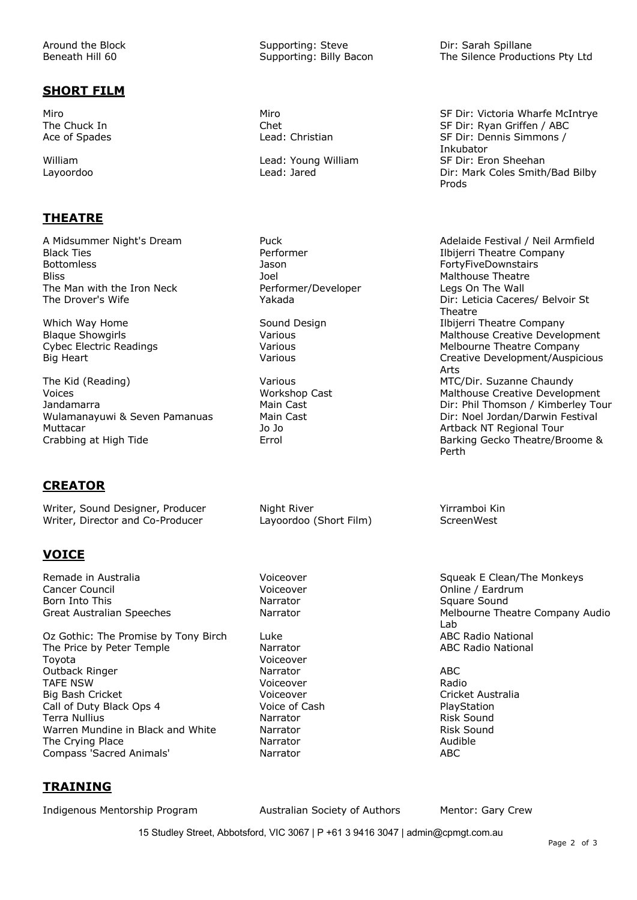| | | |
|---|---|---|
| Around the Block | Supporting: Steve | Dir: Sarah Spillane |
| Beneath Hill 60 | Supporting: Billy Bacon | The Silence Productions Pty Ltd |

## SHORT FILM

| | | |
|---|---|---|
| Miro | Miro | SF Dir: Victoria Wharfe McIntrye |
| The Chuck In | Chet | SF Dir: Ryan Griffen / ABC |
| Ace of Spades | Lead: Christian | SF Dir: Dennis Simmons / Inkubator |
| William | Lead: Young William | SF Dir: Eron Sheehan |
| Layoordoo | Lead: Jared | Dir: Mark Coles Smith/Bad Bilby Prods |

## THEATRE

| | | |
|---|---|---|
| A Midsummer Night's Dream | Puck | Adelaide Festival / Neil Armfield |
| Black Ties | Performer | Ilbijerri Theatre Company |
| Bottomless | Jason | FortyFiveDownstairs |
| Bliss | Joel | Malthouse Theatre |
| The Man with the Iron Neck | Performer/Developer | Legs On The Wall |
| The Drover's Wife | Yakada | Dir: Leticia Caceres/ Belvoir St Theatre |
| Which Way Home | Sound Design | Ilbijerri Theatre Company |
| Blaque Showgirls | Various | Malthouse Creative Development |
| Cybec Electric Readings | Various | Melbourne Theatre Company |
| Big Heart | Various | Creative Development/Auspicious Arts |
| The Kid (Reading) | Various | MTC/Dir. Suzanne Chaundy |
| Voices | Workshop Cast | Malthouse Creative Development |
| Jandamarra | Main Cast | Dir: Phil Thomson / Kimberley Tour |
| Wulamanayuwi & Seven Pamanuas | Main Cast | Dir: Noel Jordan/Darwin Festival |
| Muttacar | Jo Jo | Artback NT Regional Tour |
| Crabbing at High Tide | Errol | Barking Gecko Theatre/Broome & Perth |

## CREATOR

| | | |
|---|---|---|
| Writer, Sound Designer, Producer | Night River | Yirramboi Kin |
| Writer, Director and Co-Producer | Layoordoo (Short Film) | ScreenWest |

## VOICE

| | | |
|---|---|---|
| Remade in Australia | Voiceover | Squeak E Clean/The Monkeys |
| Cancer Council | Voiceover | Online / Eardrum |
| Born Into This | Narrator | Square Sound |
| Great Australian Speeches | Narrator | Melbourne Theatre Company Audio Lab |
| Oz Gothic: The Promise by Tony Birch | Luke | ABC Radio National |
| The Price by Peter Temple | Narrator | ABC Radio National |
| Toyota | Voiceover | |
| Outback Ringer | Narrator | ABC |
| TAFE NSW | Voiceover | Radio |
| Big Bash Cricket | Voiceover | Cricket Australia |
| Call of Duty Black Ops 4 | Voice of Cash | PlayStation |
| Terra Nullius | Narrator | Risk Sound |
| Warren Mundine in Black and White | Narrator | Risk Sound |
| The Crying Place | Narrator | Audible |
| Compass 'Sacred Animals' | Narrator | ABC |

## TRAINING

| | | |
|---|---|---|
| Indigenous Mentorship Program | Australian Society of Authors | Mentor: Gary Crew |

15 Studley Street, Abbotsford, VIC 3067 | P +61 3 9416 3047 | admin@cpmgt.com.au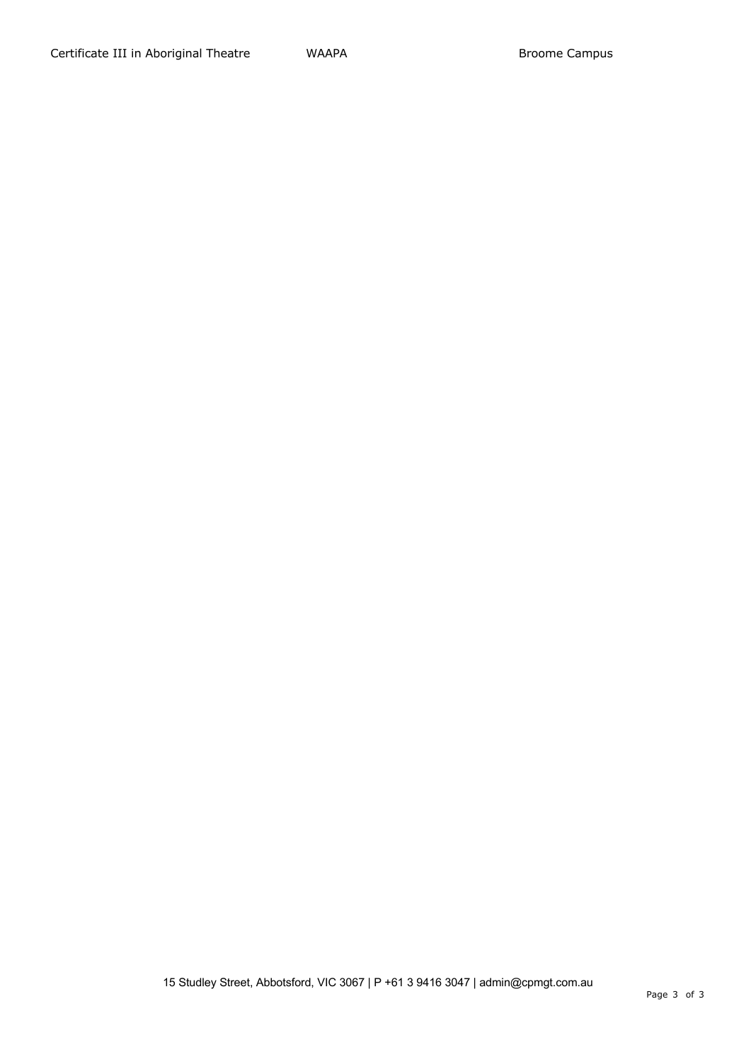| | | |
|---|---|---|
| Certificate III in Aboriginal Theatre | WAAPA | Broome Campus |